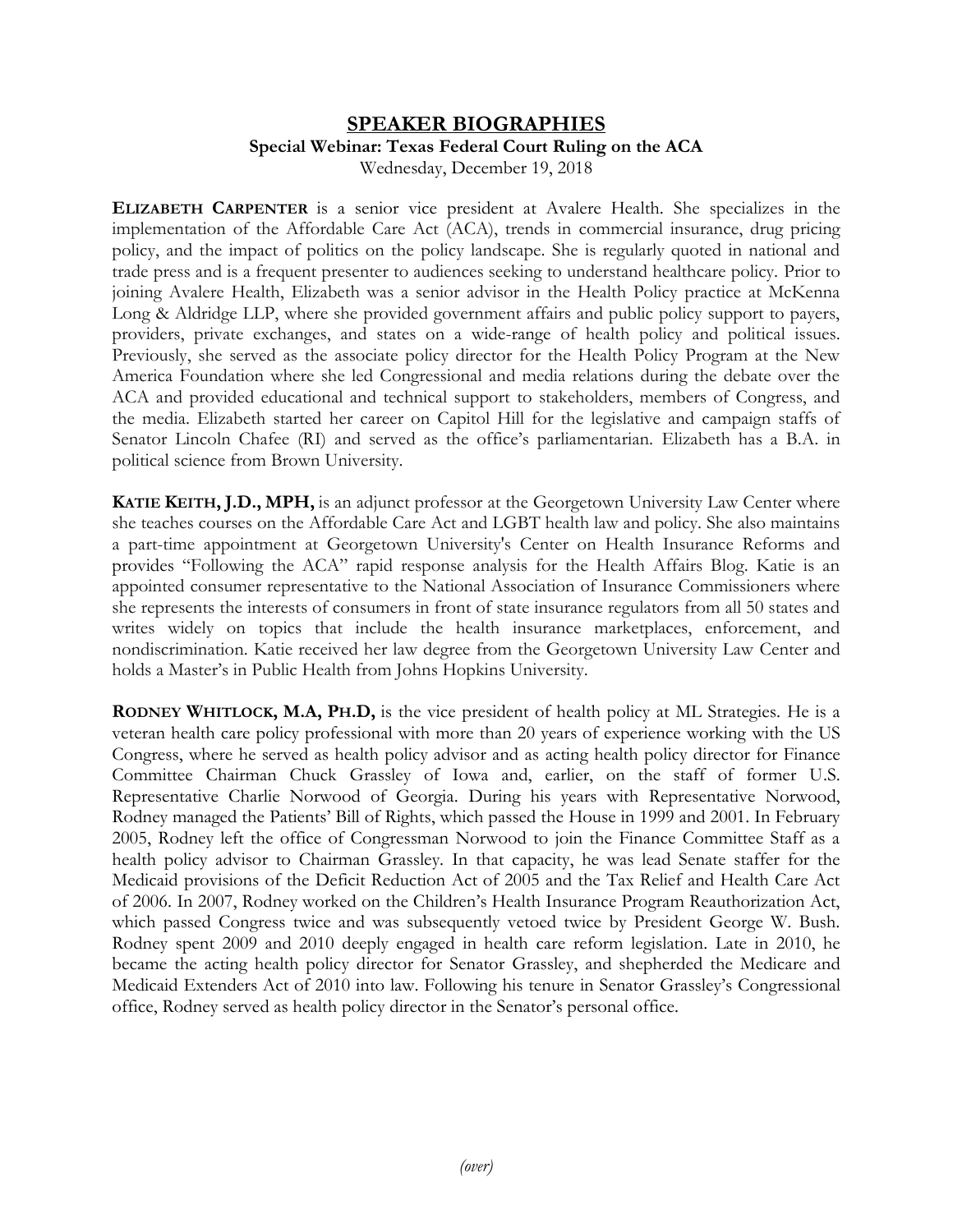# SPEAKER BIOGRAPHIES

**Special Webinar: Texas Federal Court Ruling on the ACA**

Wednesday, December 19, 2018

**ELIZABETH CARPENTER** is a senior vice president at Avalere Health. She specializes in the implementation of the Affordable Care Act (ACA), trends in commercial insurance, drug pricing policy, and the impact of politics on the policy landscape. She is regularly quoted in national and trade press and is a frequent presenter to audiences seeking to understand healthcare policy. Prior to joining Avalere Health, Elizabeth was a senior advisor in the Health Policy practice at McKenna Long & Aldridge LLP, where she provided government affairs and public policy support to payers, providers, private exchanges, and states on a wide-range of health policy and political issues. Previously, she served as the associate policy director for the Health Policy Program at the New America Foundation where she led Congressional and media relations during the debate over the ACA and provided educational and technical support to stakeholders, members of Congress, and the media. Elizabeth started her career on Capitol Hill for the legislative and campaign staffs of Senator Lincoln Chafee (RI) and served as the office's parliamentarian. Elizabeth has a B.A. in political science from Brown University.

**KATIE KEITH, J.D., MPH,** is an adjunct professor at the Georgetown University Law Center where she teaches courses on the Affordable Care Act and LGBT health law and policy. She also maintains a part-time appointment at Georgetown University's Center on Health Insurance Reforms and provides "Following the ACA" rapid response analysis for the Health Affairs Blog. Katie is an appointed consumer representative to the National Association of Insurance Commissioners where she represents the interests of consumers in front of state insurance regulators from all 50 states and writes widely on topics that include the health insurance marketplaces, enforcement, and nondiscrimination. Katie received her law degree from the Georgetown University Law Center and holds a Master's in Public Health from Johns Hopkins University.

**RODNEY WHITLOCK, M.A, PH.D,** is the vice president of health policy at ML Strategies. He is a veteran health care policy professional with more than 20 years of experience working with the US Congress, where he served as health policy advisor and as acting health policy director for Finance Committee Chairman Chuck Grassley of Iowa and, earlier, on the staff of former U.S. Representative Charlie Norwood of Georgia. During his years with Representative Norwood, Rodney managed the Patients' Bill of Rights, which passed the House in 1999 and 2001. In February 2005, Rodney left the office of Congressman Norwood to join the Finance Committee Staff as a health policy advisor to Chairman Grassley. In that capacity, he was lead Senate staffer for the Medicaid provisions of the Deficit Reduction Act of 2005 and the Tax Relief and Health Care Act of 2006. In 2007, Rodney worked on the Children's Health Insurance Program Reauthorization Act, which passed Congress twice and was subsequently vetoed twice by President George W. Bush. Rodney spent 2009 and 2010 deeply engaged in health care reform legislation. Late in 2010, he became the acting health policy director for Senator Grassley, and shepherded the Medicare and Medicaid Extenders Act of 2010 into law. Following his tenure in Senator Grassley's Congressional office, Rodney served as health policy director in the Senator's personal office.

*(over)*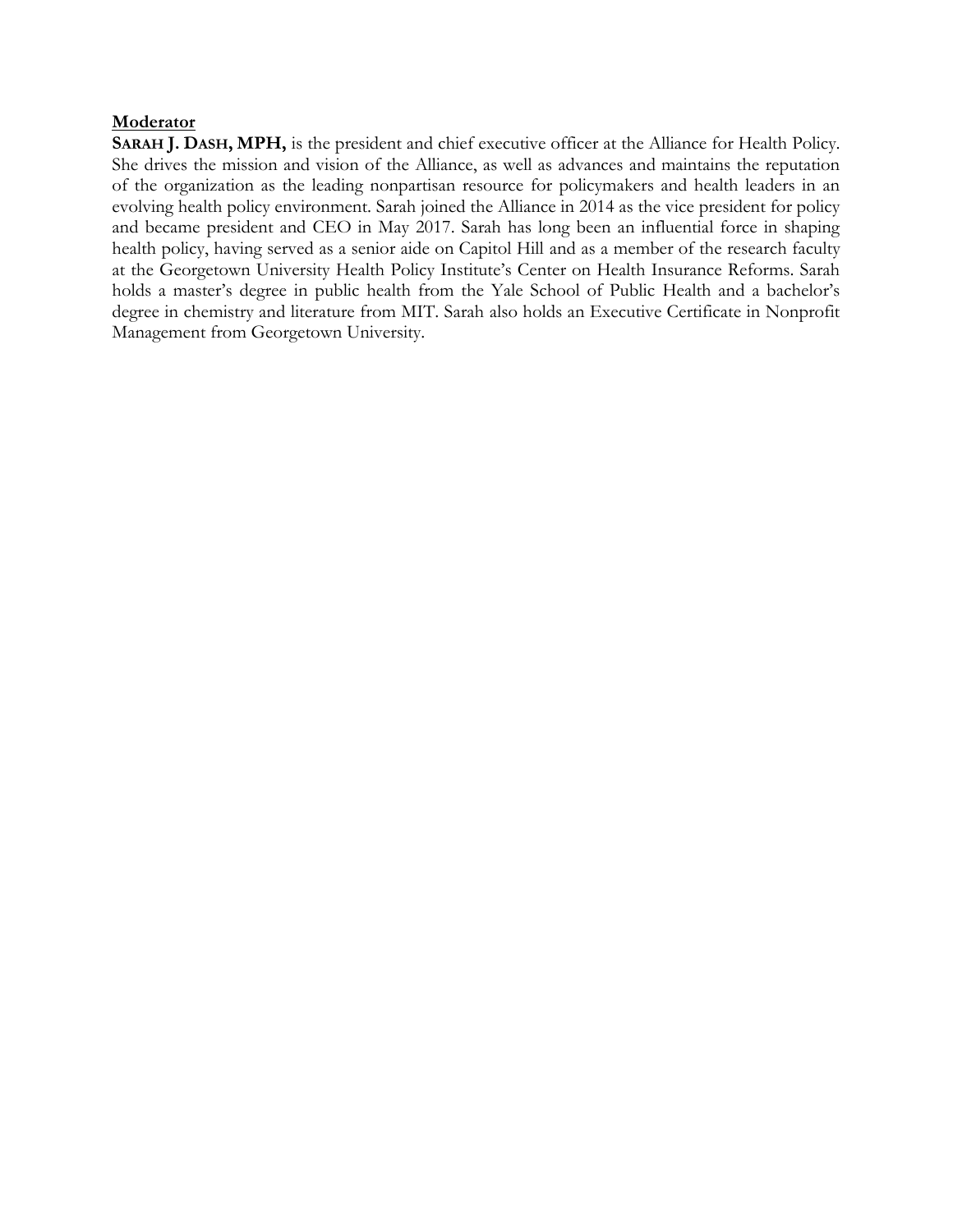**Moderator**

**SARAH J. DASH, MPH,** is the president and chief executive officer at the Alliance for Health Policy. She drives the mission and vision of the Alliance, as well as advances and maintains the reputation of the organization as the leading nonpartisan resource for policymakers and health leaders in an evolving health policy environment. Sarah joined the Alliance in 2014 as the vice president for policy and became president and CEO in May 2017. Sarah has long been an influential force in shaping health policy, having served as a senior aide on Capitol Hill and as a member of the research faculty at the Georgetown University Health Policy Institute's Center on Health Insurance Reforms. Sarah holds a master's degree in public health from the Yale School of Public Health and a bachelor's degree in chemistry and literature from MIT. Sarah also holds an Executive Certificate in Nonprofit Management from Georgetown University.